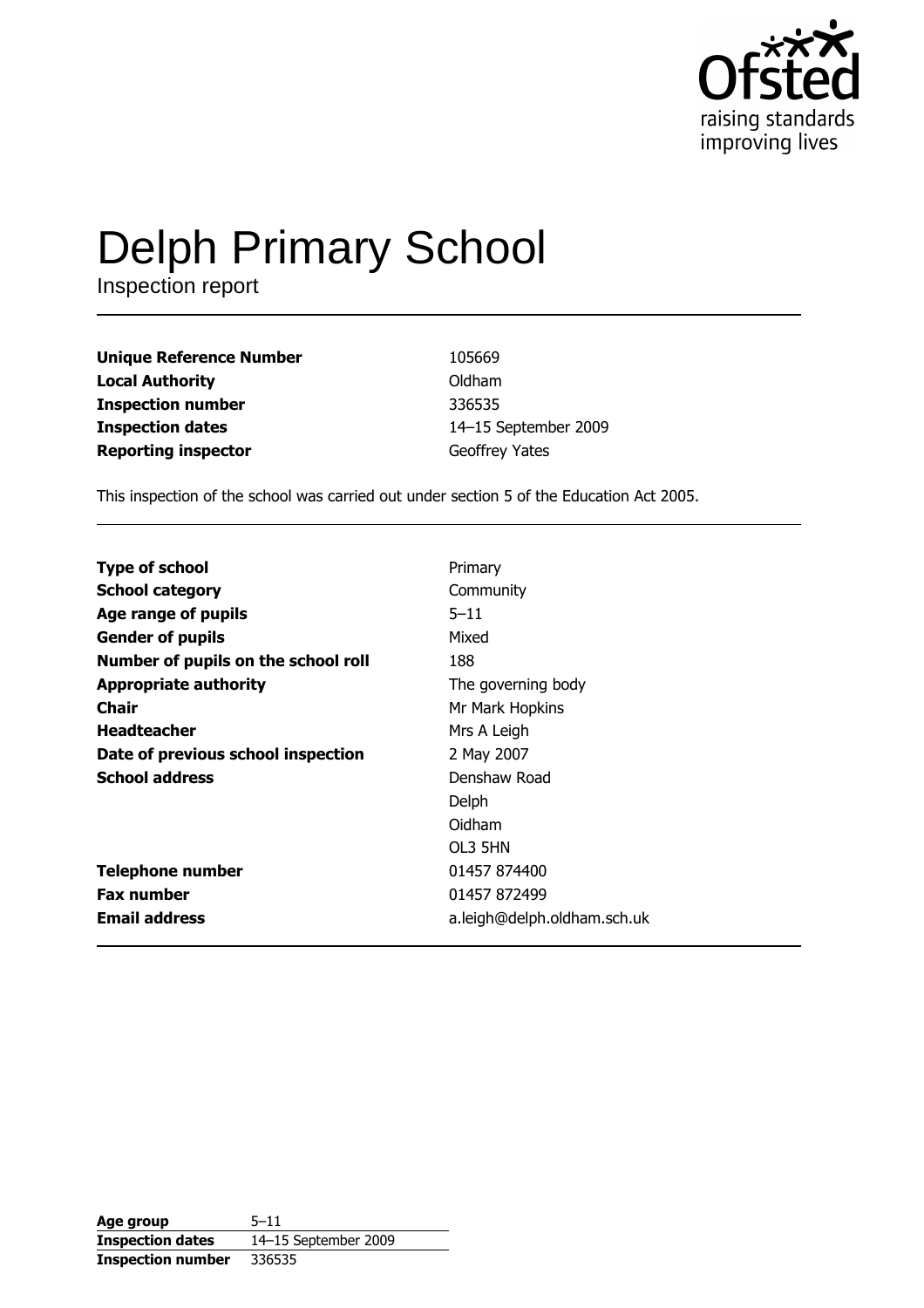Ofsted
raising standards
improving lives

# Delph Primary School

Inspection report

| | |
|---|---|
| **Unique Reference Number** | 105669 |
| **Local Authority** | Oldham |
| **Inspection number** | 336535 |
| **Inspection dates** | 14–15 September 2009 |
| **Reporting inspector** | Geoffrey Yates |

This inspection of the school was carried out under section 5 of the Education Act 2005.

| | |
|---|---|
| **Type of school** | Primary |
| **School category** | Community |
| **Age range of pupils** | 5–11 |
| **Gender of pupils** | Mixed |
| **Number of pupils on the school roll** | 188 |
| **Appropriate authority** | The governing body |
| **Chair** | Mr Mark Hopkins |
| **Headteacher** | Mrs A Leigh |
| **Date of previous school inspection** | 2 May 2007 |
| **School address** | Denshaw Road<br>Delph<br>Oidham<br>OL3 5HN |
| **Telephone number** | 01457 874400 |
| **Fax number** | 01457 872499 |
| **Email address** | a.leigh@delph.oldham.sch.uk |

| | |
|---|---|
| **Age group** | 5–11 |
| **Inspection dates** | 14–15 September 2009 |
| **Inspection number** | 336535 |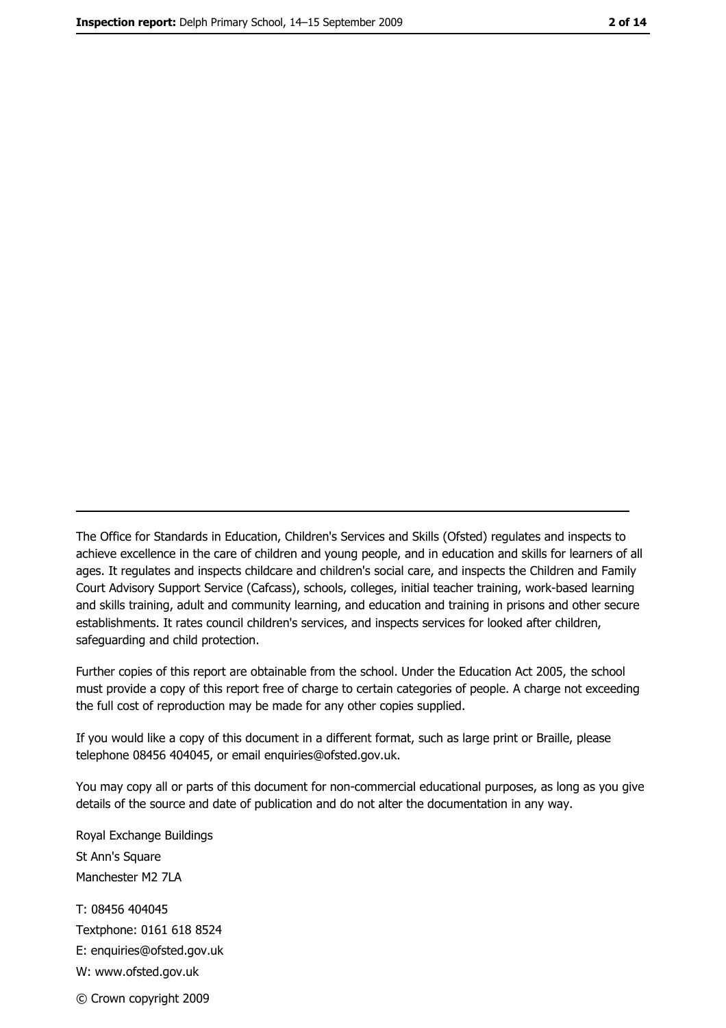The Office for Standards in Education, Children's Services and Skills (Ofsted) regulates and inspects to achieve excellence in the care of children and young people, and in education and skills for learners of all ages. It regulates and inspects childcare and children's social care, and inspects the Children and Family Court Advisory Support Service (Cafcass), schools, colleges, initial teacher training, work-based learning and skills training, adult and community learning, and education and training in prisons and other secure establishments. It rates council children's services, and inspects services for looked after children, safeguarding and child protection.

Further copies of this report are obtainable from the school. Under the Education Act 2005, the school must provide a copy of this report free of charge to certain categories of people. A charge not exceeding the full cost of reproduction may be made for any other copies supplied.

If you would like a copy of this document in a different format, such as large print or Braille, please telephone 08456 404045, or email enquiries@ofsted.gov.uk.

You may copy all or parts of this document for non-commercial educational purposes, as long as you give details of the source and date of publication and do not alter the documentation in any way.

Royal Exchange Buildings
St Ann's Square
Manchester M2 7LA

T: 08456 404045
Textphone: 0161 618 8524
E: enquiries@ofsted.gov.uk
W: www.ofsted.gov.uk

© Crown copyright 2009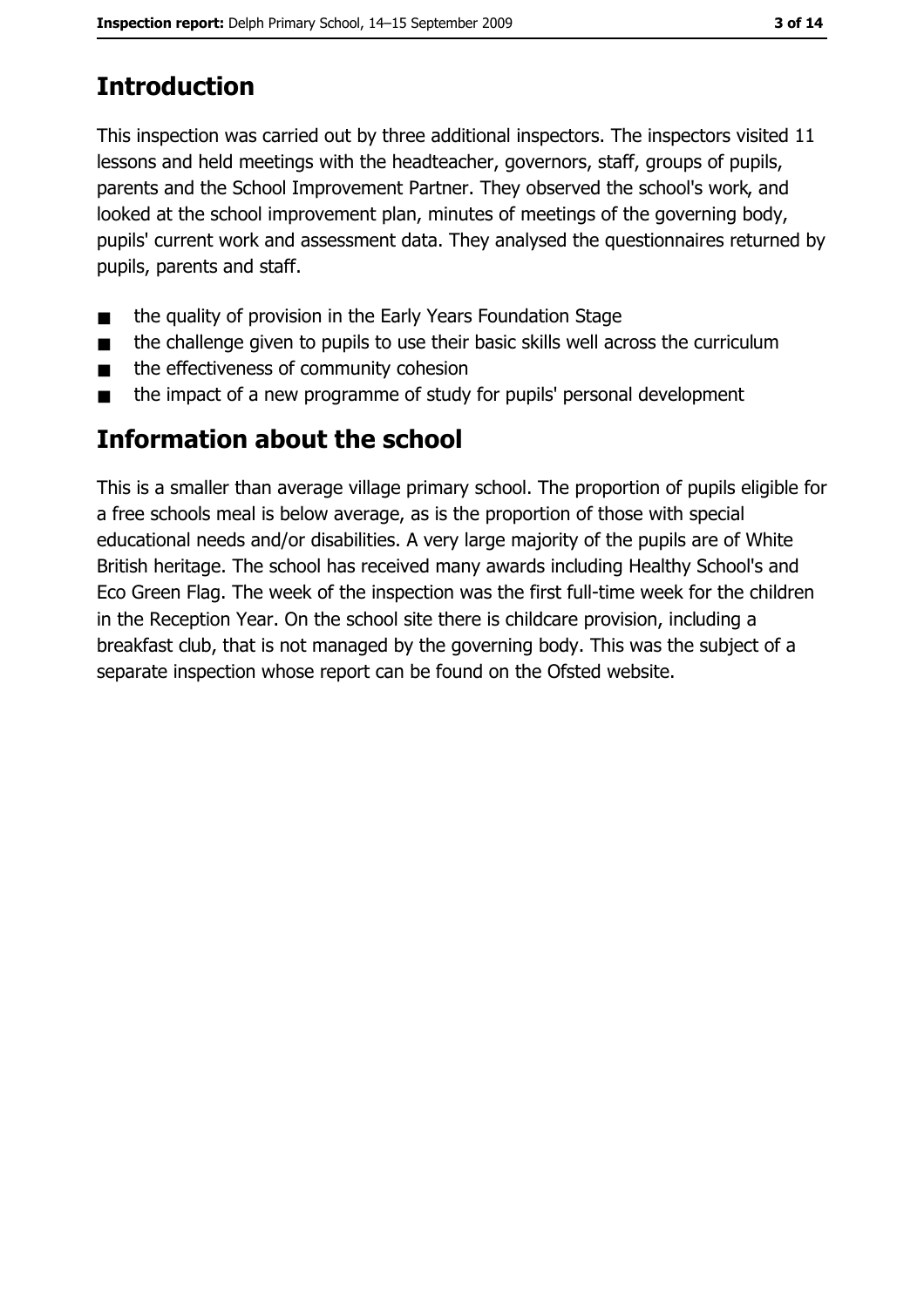# Introduction

This inspection was carried out by three additional inspectors. The inspectors visited 11 lessons and held meetings with the headteacher, governors, staff, groups of pupils, parents and the School Improvement Partner. They observed the school's work, and looked at the school improvement plan, minutes of meetings of the governing body, pupils' current work and assessment data. They analysed the questionnaires returned by pupils, parents and staff.

- the quality of provision in the Early Years Foundation Stage
- the challenge given to pupils to use their basic skills well across the curriculum
- the effectiveness of community cohesion
- the impact of a new programme of study for pupils' personal development

# Information about the school

This is a smaller than average village primary school. The proportion of pupils eligible for a free schools meal is below average, as is the proportion of those with special educational needs and/or disabilities. A very large majority of the pupils are of White British heritage. The school has received many awards including Healthy School's and Eco Green Flag. The week of the inspection was the first full-time week for the children in the Reception Year. On the school site there is childcare provision, including a breakfast club, that is not managed by the governing body. This was the subject of a separate inspection whose report can be found on the Ofsted website.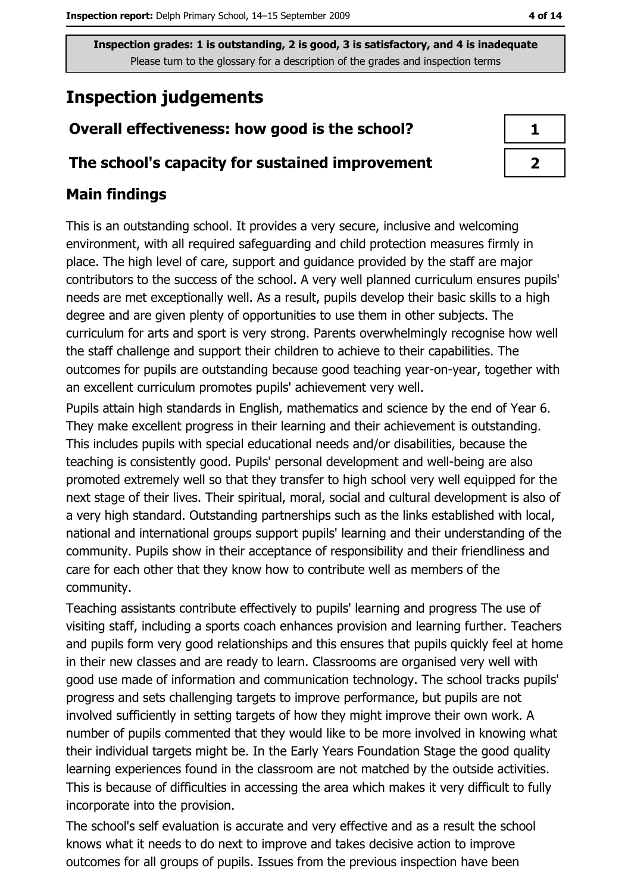Inspection grades: 1 is outstanding, 2 is good, 3 is satisfactory, and 4 is inadequate
Please turn to the glossary for a description of the grades and inspection terms

# Inspection judgements

| Overall effectiveness: how good is the school? | 1 |
| --- | --- |
| The school's capacity for sustained improvement | 2 |

## Main findings

This is an outstanding school. It provides a very secure, inclusive and welcoming environment, with all required safeguarding and child protection measures firmly in place. The high level of care, support and guidance provided by the staff are major contributors to the success of the school. A very well planned curriculum ensures pupils' needs are met exceptionally well. As a result, pupils develop their basic skills to a high degree and are given plenty of opportunities to use them in other subjects. The curriculum for arts and sport is very strong. Parents overwhelmingly recognise how well the staff challenge and support their children to achieve to their capabilities. The outcomes for pupils are outstanding because good teaching year-on-year, together with an excellent curriculum promotes pupils' achievement very well.

Pupils attain high standards in English, mathematics and science by the end of Year 6. They make excellent progress in their learning and their achievement is outstanding. This includes pupils with special educational needs and/or disabilities, because the teaching is consistently good. Pupils' personal development and well-being are also promoted extremely well so that they transfer to high school very well equipped for the next stage of their lives. Their spiritual, moral, social and cultural development is also of a very high standard. Outstanding partnerships such as the links established with local, national and international groups support pupils' learning and their understanding of the community. Pupils show in their acceptance of responsibility and their friendliness and care for each other that they know how to contribute well as members of the community.

Teaching assistants contribute effectively to pupils' learning and progress The use of visiting staff, including a sports coach enhances provision and learning further. Teachers and pupils form very good relationships and this ensures that pupils quickly feel at home in their new classes and are ready to learn. Classrooms are organised very well with good use made of information and communication technology. The school tracks pupils' progress and sets challenging targets to improve performance, but pupils are not involved sufficiently in setting targets of how they might improve their own work. A number of pupils commented that they would like to be more involved in knowing what their individual targets might be. In the Early Years Foundation Stage the good quality learning experiences found in the classroom are not matched by the outside activities. This is because of difficulties in accessing the area which makes it very difficult to fully incorporate into the provision.

The school's self evaluation is accurate and very effective and as a result the school knows what it needs to do next to improve and takes decisive action to improve outcomes for all groups of pupils. Issues from the previous inspection have been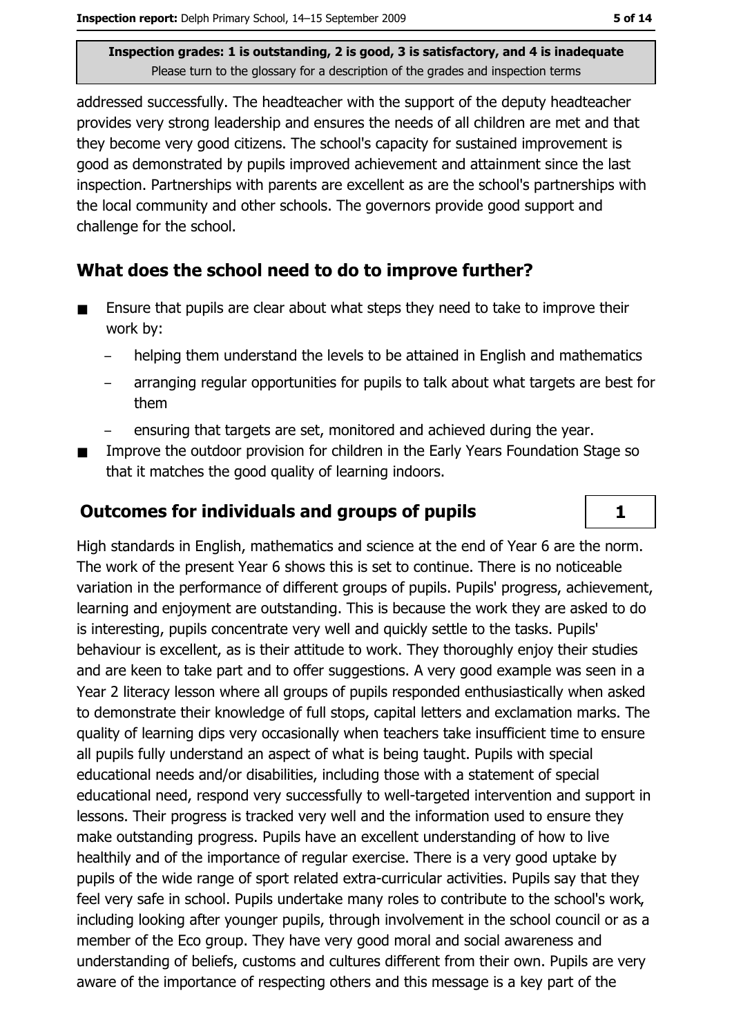addressed successfully. The headteacher with the support of the deputy headteacher provides very strong leadership and ensures the needs of all children are met and that they become very good citizens. The school's capacity for sustained improvement is good as demonstrated by pupils improved achievement and attainment since the last inspection. Partnerships with parents are excellent as are the school's partnerships with the local community and other schools. The governors provide good support and challenge for the school.

## What does the school need to do to improve further?

- Ensure that pupils are clear about what steps they need to take to improve their work by:
  - helping them understand the levels to be attained in English and mathematics
  - arranging regular opportunities for pupils to talk about what targets are best for them
  - ensuring that targets are set, monitored and achieved during the year.
- Improve the outdoor provision for children in the Early Years Foundation Stage so that it matches the good quality of learning indoors.

## Outcomes for individuals and groups of pupils

**1**

High standards in English, mathematics and science at the end of Year 6 are the norm. The work of the present Year 6 shows this is set to continue. There is no noticeable variation in the performance of different groups of pupils. Pupils' progress, achievement, learning and enjoyment are outstanding. This is because the work they are asked to do is interesting, pupils concentrate very well and quickly settle to the tasks. Pupils' behaviour is excellent, as is their attitude to work. They thoroughly enjoy their studies and are keen to take part and to offer suggestions. A very good example was seen in a Year 2 literacy lesson where all groups of pupils responded enthusiastically when asked to demonstrate their knowledge of full stops, capital letters and exclamation marks. The quality of learning dips very occasionally when teachers take insufficient time to ensure all pupils fully understand an aspect of what is being taught. Pupils with special educational needs and/or disabilities, including those with a statement of special educational need, respond very successfully to well-targeted intervention and support in lessons. Their progress is tracked very well and the information used to ensure they make outstanding progress. Pupils have an excellent understanding of how to live healthily and of the importance of regular exercise. There is a very good uptake by pupils of the wide range of sport related extra-curricular activities. Pupils say that they feel very safe in school. Pupils undertake many roles to contribute to the school's work, including looking after younger pupils, through involvement in the school council or as a member of the Eco group. They have very good moral and social awareness and understanding of beliefs, customs and cultures different from their own. Pupils are very aware of the importance of respecting others and this message is a key part of the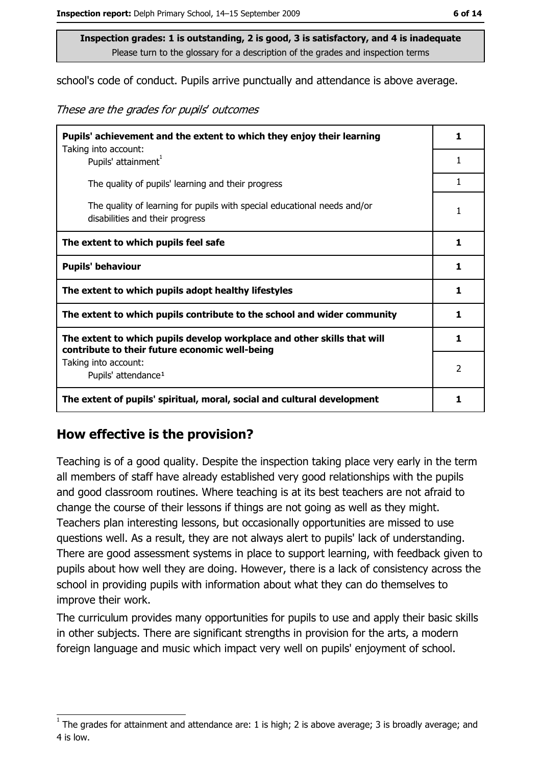**Inspection grades: 1 is outstanding, 2 is good, 3 is satisfactory, and 4 is inadequate**
Please turn to the glossary for a description of the grades and inspection terms

school's code of conduct. Pupils arrive punctually and attendance is above average.

*These are the grades for pupils' outcomes*

| | |
|---|---|
| **Pupils' achievement and the extent to which they enjoy their learning** Taking into account: | **1** |
| Pupils' attainment[1] | 1 |
| The quality of pupils' learning and their progress | 1 |
| The quality of learning for pupils with special educational needs and/or disabilities and their progress | 1 |
| **The extent to which pupils feel safe** | **1** |
| **Pupils' behaviour** | **1** |
| **The extent to which pupils adopt healthy lifestyles** | **1** |
| **The extent to which pupils contribute to the school and wider community** | **1** |
| **The extent to which pupils develop workplace and other skills that will contribute to their future economic well-being** | **1** |
| Taking into account: Pupils' attendance[1] | 2 |
| **The extent of pupils' spiritual, moral, social and cultural development** | **1** |

## How effective is the provision?

Teaching is of a good quality. Despite the inspection taking place very early in the term all members of staff have already established very good relationships with the pupils and good classroom routines. Where teaching is at its best teachers are not afraid to change the course of their lessons if things are not going as well as they might. Teachers plan interesting lessons, but occasionally opportunities are missed to use questions well. As a result, they are not always alert to pupils' lack of understanding. There are good assessment systems in place to support learning, with feedback given to pupils about how well they are doing. However, there is a lack of consistency across the school in providing pupils with information about what they can do themselves to improve their work.

The curriculum provides many opportunities for pupils to use and apply their basic skills in other subjects. There are significant strengths in provision for the arts, a modern foreign language and music which impact very well on pupils' enjoyment of school.

[1] The grades for attainment and attendance are: 1 is high; 2 is above average; 3 is broadly average; and 4 is low.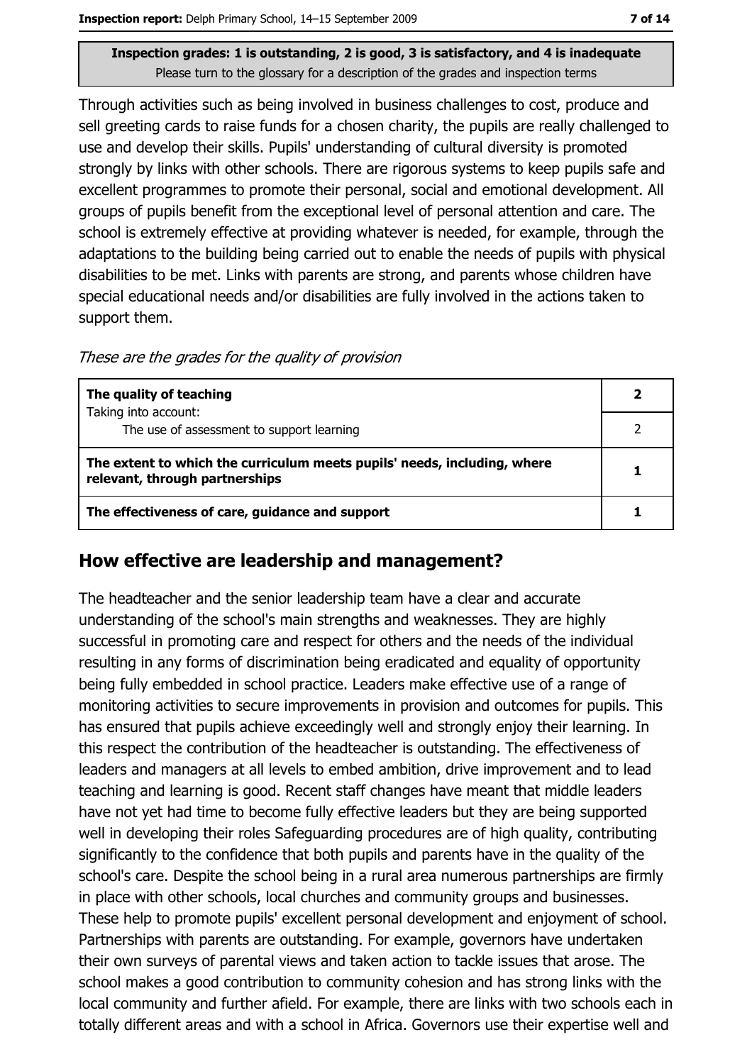Through activities such as being involved in business challenges to cost, produce and sell greeting cards to raise funds for a chosen charity, the pupils are really challenged to use and develop their skills. Pupils' understanding of cultural diversity is promoted strongly by links with other schools. There are rigorous systems to keep pupils safe and excellent programmes to promote their personal, social and emotional development. All groups of pupils benefit from the exceptional level of personal attention and care. The school is extremely effective at providing whatever is needed, for example, through the adaptations to the building being carried out to enable the needs of pupils with physical disabilities to be met. Links with parents are strong, and parents whose children have special educational needs and/or disabilities are fully involved in the actions taken to support them.

*These are the grades for the quality of provision*

| | |
|---|---|
| **The quality of teaching**<br>Taking into account:<br>The use of assessment to support learning | **2**<br><br>2 |
| **The extent to which the curriculum meets pupils' needs, including, where relevant, through partnerships** | **1** |
| **The effectiveness of care, guidance and support** | **1** |

## How effective are leadership and management?

The headteacher and the senior leadership team have a clear and accurate understanding of the school's main strengths and weaknesses. They are highly successful in promoting care and respect for others and the needs of the individual resulting in any forms of discrimination being eradicated and equality of opportunity being fully embedded in school practice. Leaders make effective use of a range of monitoring activities to secure improvements in provision and outcomes for pupils. This has ensured that pupils achieve exceedingly well and strongly enjoy their learning. In this respect the contribution of the headteacher is outstanding. The effectiveness of leaders and managers at all levels to embed ambition, drive improvement and to lead teaching and learning is good. Recent staff changes have meant that middle leaders have not yet had time to become fully effective leaders but they are being supported well in developing their roles Safeguarding procedures are of high quality, contributing significantly to the confidence that both pupils and parents have in the quality of the school's care. Despite the school being in a rural area numerous partnerships are firmly in place with other schools, local churches and community groups and businesses. These help to promote pupils' excellent personal development and enjoyment of school. Partnerships with parents are outstanding. For example, governors have undertaken their own surveys of parental views and taken action to tackle issues that arose. The school makes a good contribution to community cohesion and has strong links with the local community and further afield. For example, there are links with two schools each in totally different areas and with a school in Africa. Governors use their expertise well and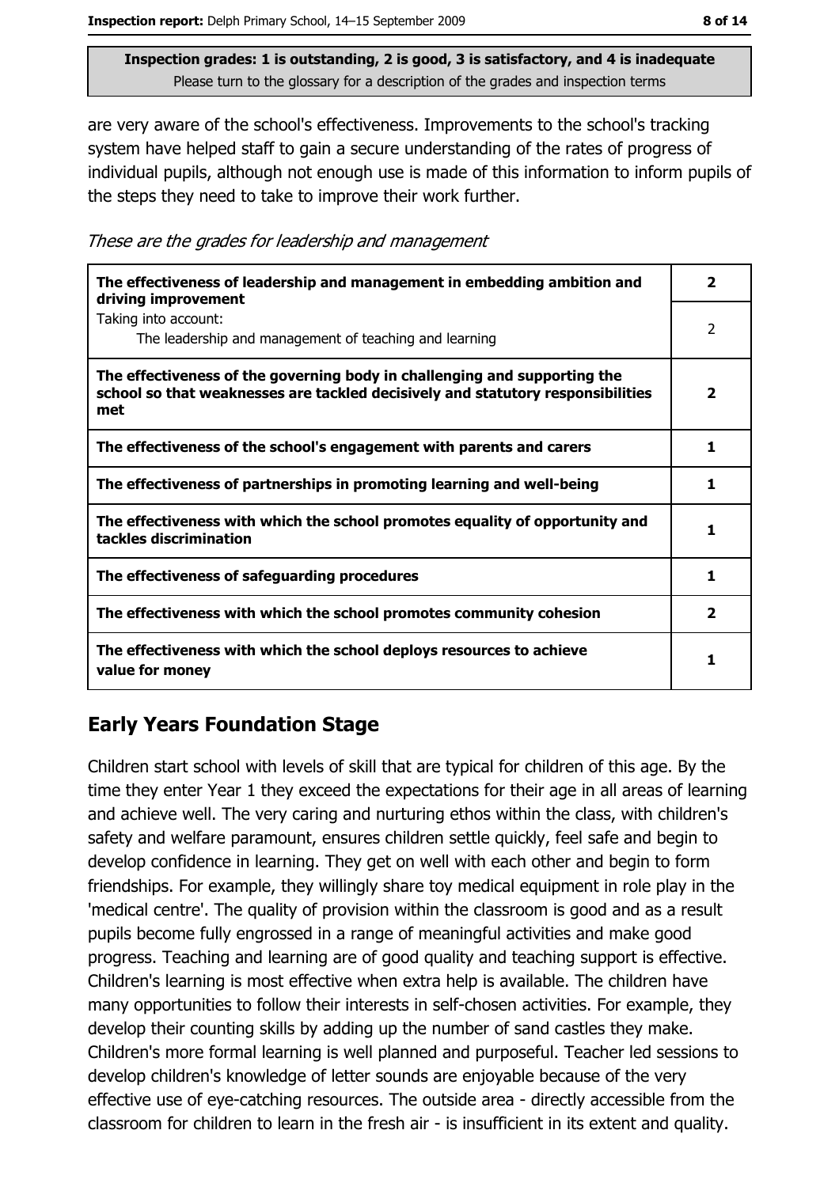**Inspection grades: 1 is outstanding, 2 is good, 3 is satisfactory, and 4 is inadequate**
Please turn to the glossary for a description of the grades and inspection terms

are very aware of the school's effectiveness. Improvements to the school's tracking system have helped staff to gain a secure understanding of the rates of progress of individual pupils, although not enough use is made of this information to inform pupils of the steps they need to take to improve their work further.

*These are the grades for leadership and management*

| | |
|---|---|
| **The effectiveness of leadership and management in embedding ambition and driving improvement** | **2** |
| Taking into account: The leadership and management of teaching and learning | 2 |
| **The effectiveness of the governing body in challenging and supporting the school so that weaknesses are tackled decisively and statutory responsibilities met** | **2** |
| **The effectiveness of the school's engagement with parents and carers** | **1** |
| **The effectiveness of partnerships in promoting learning and well-being** | **1** |
| **The effectiveness with which the school promotes equality of opportunity and tackles discrimination** | **1** |
| **The effectiveness of safeguarding procedures** | **1** |
| **The effectiveness with which the school promotes community cohesion** | **2** |
| **The effectiveness with which the school deploys resources to achieve value for money** | **1** |

## Early Years Foundation Stage

Children start school with levels of skill that are typical for children of this age. By the time they enter Year 1 they exceed the expectations for their age in all areas of learning and achieve well. The very caring and nurturing ethos within the class, with children's safety and welfare paramount, ensures children settle quickly, feel safe and begin to develop confidence in learning. They get on well with each other and begin to form friendships. For example, they willingly share toy medical equipment in role play in the 'medical centre'. The quality of provision within the classroom is good and as a result pupils become fully engrossed in a range of meaningful activities and make good progress. Teaching and learning are of good quality and teaching support is effective. Children's learning is most effective when extra help is available. The children have many opportunities to follow their interests in self-chosen activities. For example, they develop their counting skills by adding up the number of sand castles they make. Children's more formal learning is well planned and purposeful. Teacher led sessions to develop children's knowledge of letter sounds are enjoyable because of the very effective use of eye-catching resources. The outside area - directly accessible from the classroom for children to learn in the fresh air - is insufficient in its extent and quality.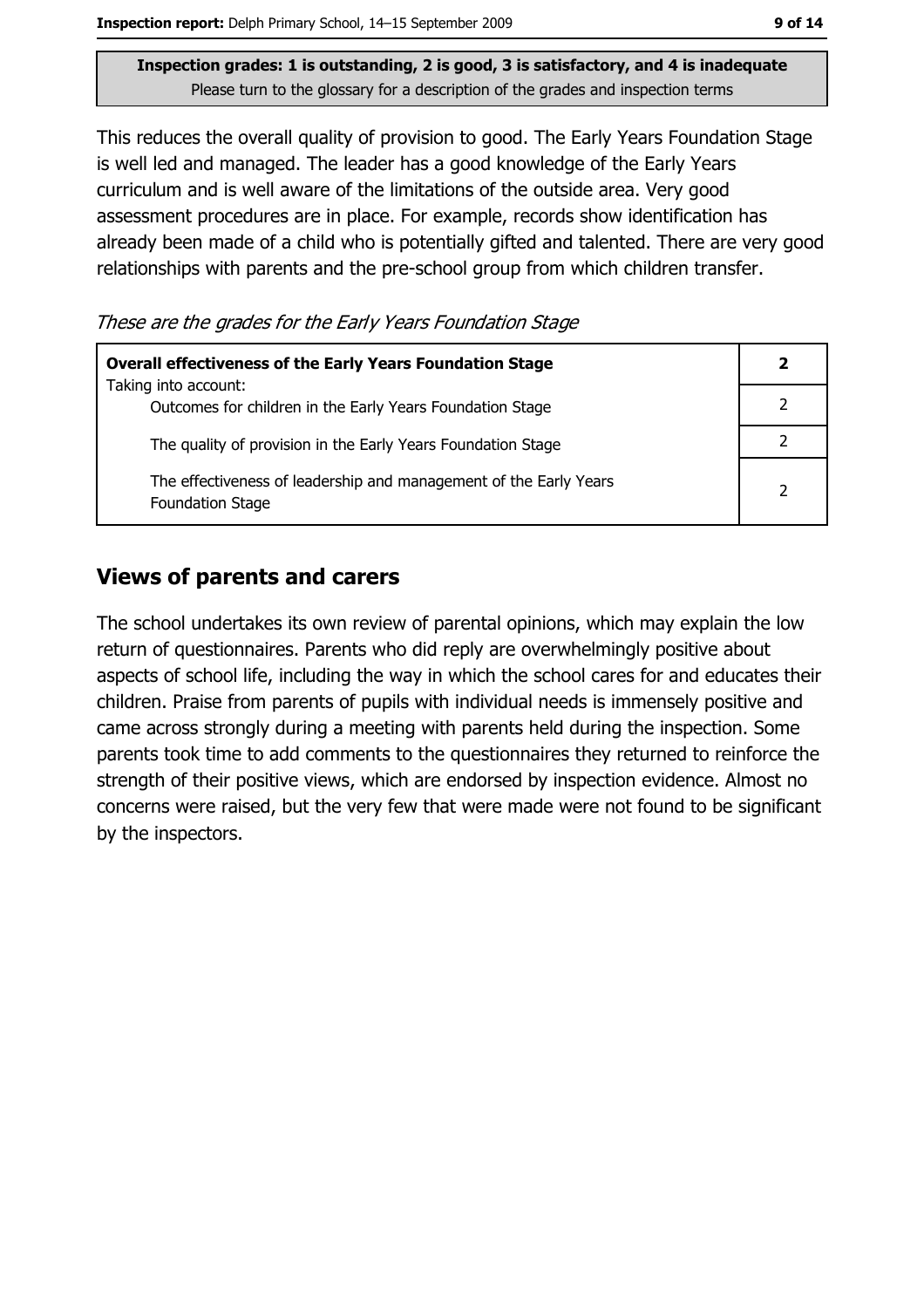**Inspection grades: 1 is outstanding, 2 is good, 3 is satisfactory, and 4 is inadequate**
Please turn to the glossary for a description of the grades and inspection terms

This reduces the overall quality of provision to good. The Early Years Foundation Stage is well led and managed. The leader has a good knowledge of the Early Years curriculum and is well aware of the limitations of the outside area. Very good assessment procedures are in place. For example, records show identification has already been made of a child who is potentially gifted and talented. There are very good relationships with parents and the pre-school group from which children transfer.

*These are the grades for the Early Years Foundation Stage*

| **Overall effectiveness of the Early Years Foundation Stage** Taking into account: | **2** |
|---|---|
| Outcomes for children in the Early Years Foundation Stage | 2 |
| The quality of provision in the Early Years Foundation Stage | 2 |
| The effectiveness of leadership and management of the Early Years Foundation Stage | 2 |

## Views of parents and carers

The school undertakes its own review of parental opinions, which may explain the low return of questionnaires. Parents who did reply are overwhelmingly positive about aspects of school life, including the way in which the school cares for and educates their children. Praise from parents of pupils with individual needs is immensely positive and came across strongly during a meeting with parents held during the inspection. Some parents took time to add comments to the questionnaires they returned to reinforce the strength of their positive views, which are endorsed by inspection evidence. Almost no concerns were raised, but the very few that were made were not found to be significant by the inspectors.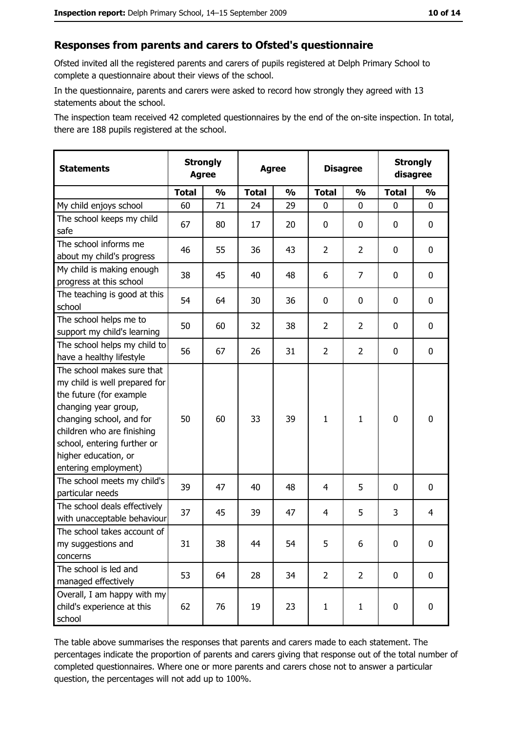## Responses from parents and carers to Ofsted's questionnaire

Ofsted invited all the registered parents and carers of pupils registered at Delph Primary School to complete a questionnaire about their views of the school.

In the questionnaire, parents and carers were asked to record how strongly they agreed with 13 statements about the school.

The inspection team received 42 completed questionnaires by the end of the on-site inspection. In total, there are 188 pupils registered at the school.

| Statements | Strongly Agree | | Agree | | Disagree | | Strongly disagree | |
|---|---|---|---|---|---|---|---|---|
| | Total | % | Total | % | Total | % | Total | % |
| My child enjoys school | 60 | 71 | 24 | 29 | 0 | 0 | 0 | 0 |
| The school keeps my child safe | 67 | 80 | 17 | 20 | 0 | 0 | 0 | 0 |
| The school informs me about my child's progress | 46 | 55 | 36 | 43 | 2 | 2 | 0 | 0 |
| My child is making enough progress at this school | 38 | 45 | 40 | 48 | 6 | 7 | 0 | 0 |
| The teaching is good at this school | 54 | 64 | 30 | 36 | 0 | 0 | 0 | 0 |
| The school helps me to support my child's learning | 50 | 60 | 32 | 38 | 2 | 2 | 0 | 0 |
| The school helps my child to have a healthy lifestyle | 56 | 67 | 26 | 31 | 2 | 2 | 0 | 0 |
| The school makes sure that my child is well prepared for the future (for example changing year group, changing school, and for children who are finishing school, entering further or higher education, or entering employment) | 50 | 60 | 33 | 39 | 1 | 1 | 0 | 0 |
| The school meets my child's particular needs | 39 | 47 | 40 | 48 | 4 | 5 | 0 | 0 |
| The school deals effectively with unacceptable behaviour | 37 | 45 | 39 | 47 | 4 | 5 | 3 | 4 |
| The school takes account of my suggestions and concerns | 31 | 38 | 44 | 54 | 5 | 6 | 0 | 0 |
| The school is led and managed effectively | 53 | 64 | 28 | 34 | 2 | 2 | 0 | 0 |
| Overall, I am happy with my child's experience at this school | 62 | 76 | 19 | 23 | 1 | 1 | 0 | 0 |

The table above summarises the responses that parents and carers made to each statement. The percentages indicate the proportion of parents and carers giving that response out of the total number of completed questionnaires. Where one or more parents and carers chose not to answer a particular question, the percentages will not add up to 100%.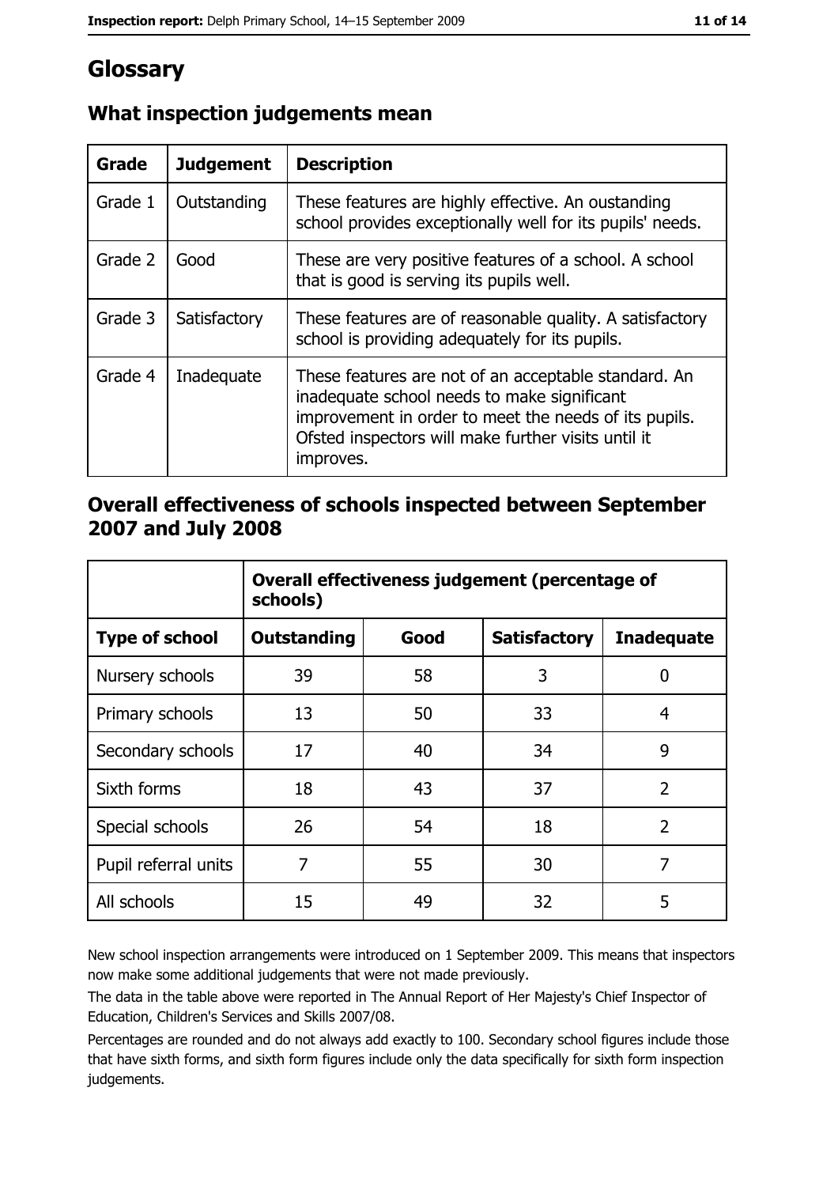# Glossary

## What inspection judgements mean

| Grade | Judgement | Description |
|---|---|---|
| Grade 1 | Outstanding | These features are highly effective. An oustanding school provides exceptionally well for its pupils' needs. |
| Grade 2 | Good | These are very positive features of a school. A school that is good is serving its pupils well. |
| Grade 3 | Satisfactory | These features are of reasonable quality. A satisfactory school is providing adequately for its pupils. |
| Grade 4 | Inadequate | These features are not of an acceptable standard. An inadequate school needs to make significant improvement in order to meet the needs of its pupils. Ofsted inspectors will make further visits until it improves. |

## Overall effectiveness of schools inspected between September 2007 and July 2008

| | Overall effectiveness judgement (percentage of schools) | | | |
|---|---|---|---|---|
| **Type of school** | **Outstanding** | **Good** | **Satisfactory** | **Inadequate** |
| Nursery schools | 39 | 58 | 3 | 0 |
| Primary schools | 13 | 50 | 33 | 4 |
| Secondary schools | 17 | 40 | 34 | 9 |
| Sixth forms | 18 | 43 | 37 | 2 |
| Special schools | 26 | 54 | 18 | 2 |
| Pupil referral units | 7 | 55 | 30 | 7 |
| All schools | 15 | 49 | 32 | 5 |

New school inspection arrangements were introduced on 1 September 2009. This means that inspectors now make some additional judgements that were not made previously.

The data in the table above were reported in The Annual Report of Her Majesty's Chief Inspector of Education, Children's Services and Skills 2007/08.

Percentages are rounded and do not always add exactly to 100. Secondary school figures include those that have sixth forms, and sixth form figures include only the data specifically for sixth form inspection judgements.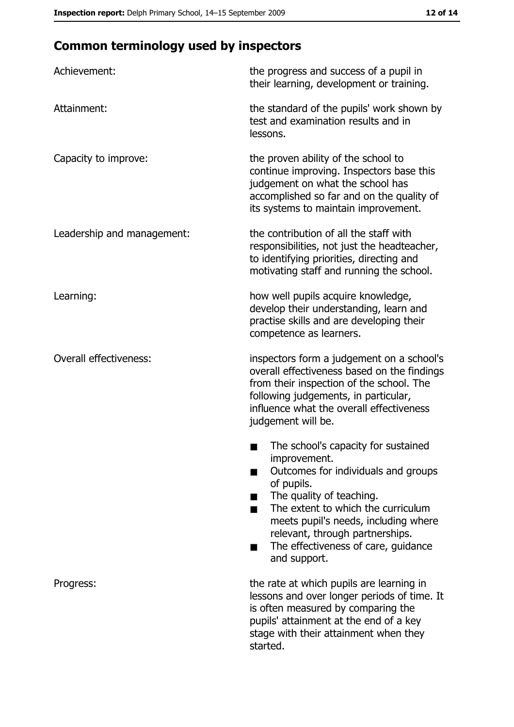## Common terminology used by inspectors

| | |
|---|---|
| Achievement: | the progress and success of a pupil in their learning, development or training. |
| Attainment: | the standard of the pupils' work shown by test and examination results and in lessons. |
| Capacity to improve: | the proven ability of the school to continue improving. Inspectors base this judgement on what the school has accomplished so far and on the quality of its systems to maintain improvement. |
| Leadership and management: | the contribution of all the staff with responsibilities, not just the headteacher, to identifying priorities, directing and motivating staff and running the school. |
| Learning: | how well pupils acquire knowledge, develop their understanding, learn and practise skills and are developing their competence as learners. |
| Overall effectiveness: | inspectors form a judgement on a school's overall effectiveness based on the findings from their inspection of the school. The following judgements, in particular, influence what the overall effectiveness judgement will be. <br>■ The school's capacity for sustained improvement. <br>■ Outcomes for individuals and groups of pupils. <br>■ The quality of teaching. <br>■ The extent to which the curriculum meets pupil's needs, including where relevant, through partnerships. <br>■ The effectiveness of care, guidance and support. |
| Progress: | the rate at which pupils are learning in lessons and over longer periods of time. It is often measured by comparing the pupils' attainment at the end of a key stage with their attainment when they started. |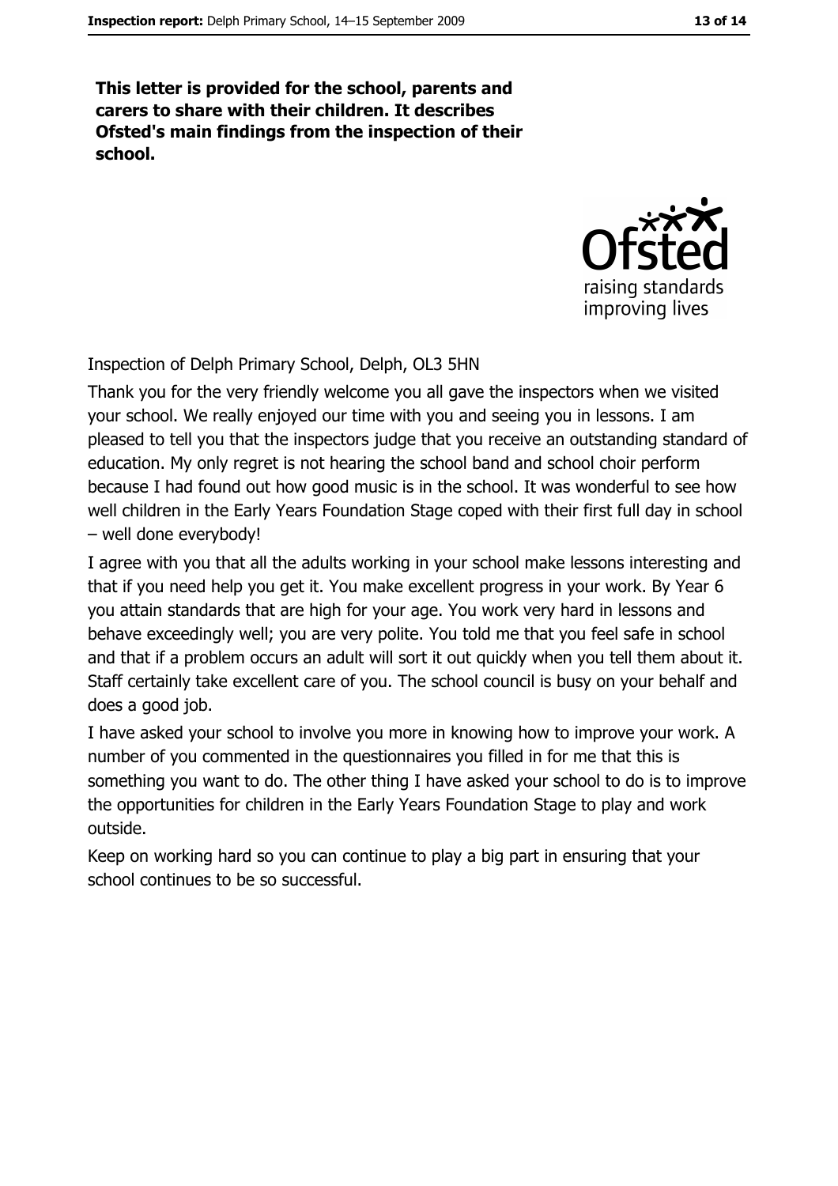**This letter is provided for the school, parents and carers to share with their children. It describes Ofsted's main findings from the inspection of their school.**

Inspection of Delph Primary School, Delph, OL3 5HN

Thank you for the very friendly welcome you all gave the inspectors when we visited your school. We really enjoyed our time with you and seeing you in lessons. I am pleased to tell you that the inspectors judge that you receive an outstanding standard of education. My only regret is not hearing the school band and school choir perform because I had found out how good music is in the school. It was wonderful to see how well children in the Early Years Foundation Stage coped with their first full day in school – well done everybody!

I agree with you that all the adults working in your school make lessons interesting and that if you need help you get it. You make excellent progress in your work. By Year 6 you attain standards that are high for your age. You work very hard in lessons and behave exceedingly well; you are very polite. You told me that you feel safe in school and that if a problem occurs an adult will sort it out quickly when you tell them about it. Staff certainly take excellent care of you. The school council is busy on your behalf and does a good job.

I have asked your school to involve you more in knowing how to improve your work. A number of you commented in the questionnaires you filled in for me that this is something you want to do. The other thing I have asked your school to do is to improve the opportunities for children in the Early Years Foundation Stage to play and work outside.

Keep on working hard so you can continue to play a big part in ensuring that your school continues to be so successful.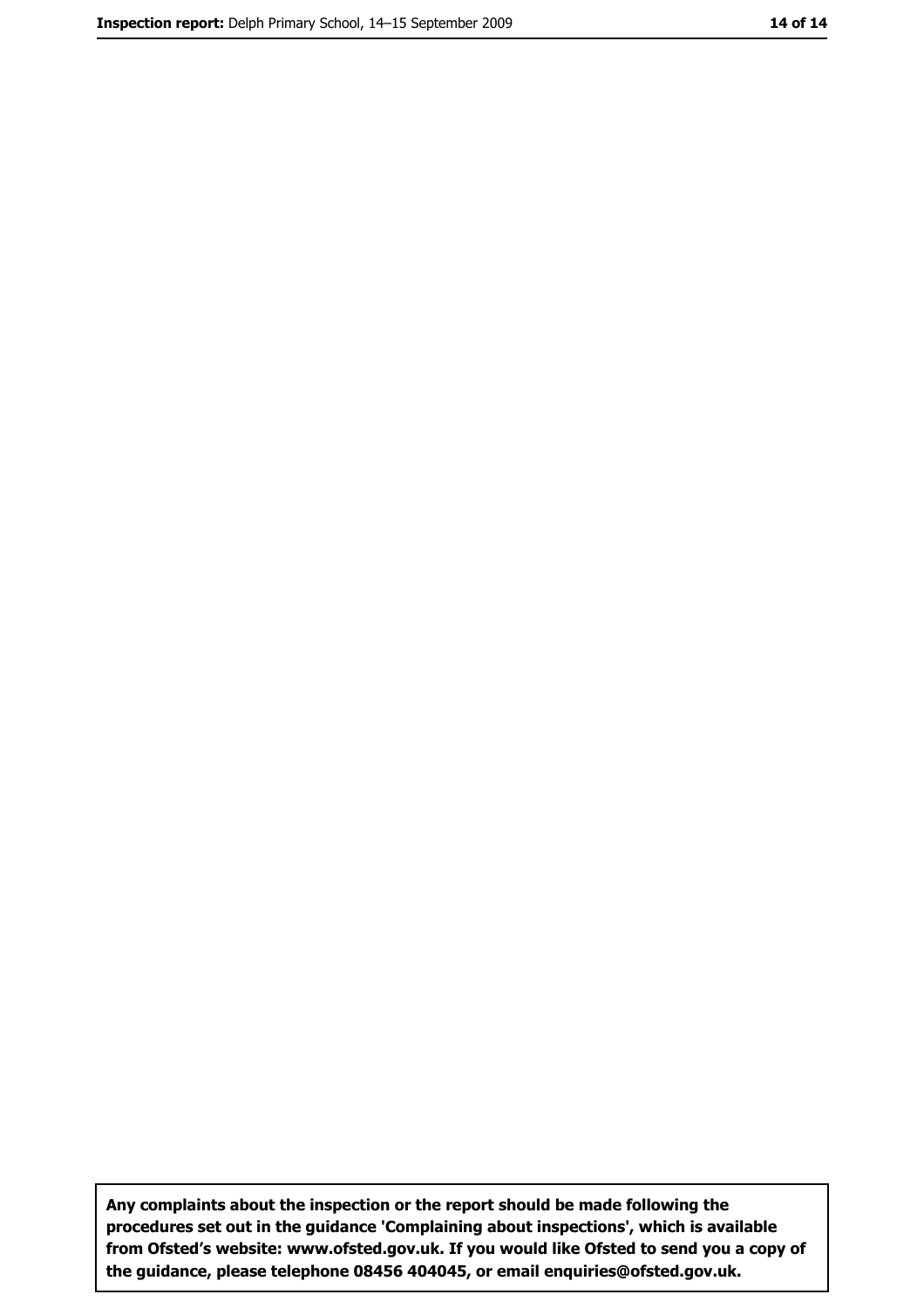**Any complaints about the inspection or the report should be made following the procedures set out in the guidance 'Complaining about inspections', which is available from Ofsted's website: www.ofsted.gov.uk. If you would like Ofsted to send you a copy of the guidance, please telephone 08456 404045, or email enquiries@ofsted.gov.uk.**